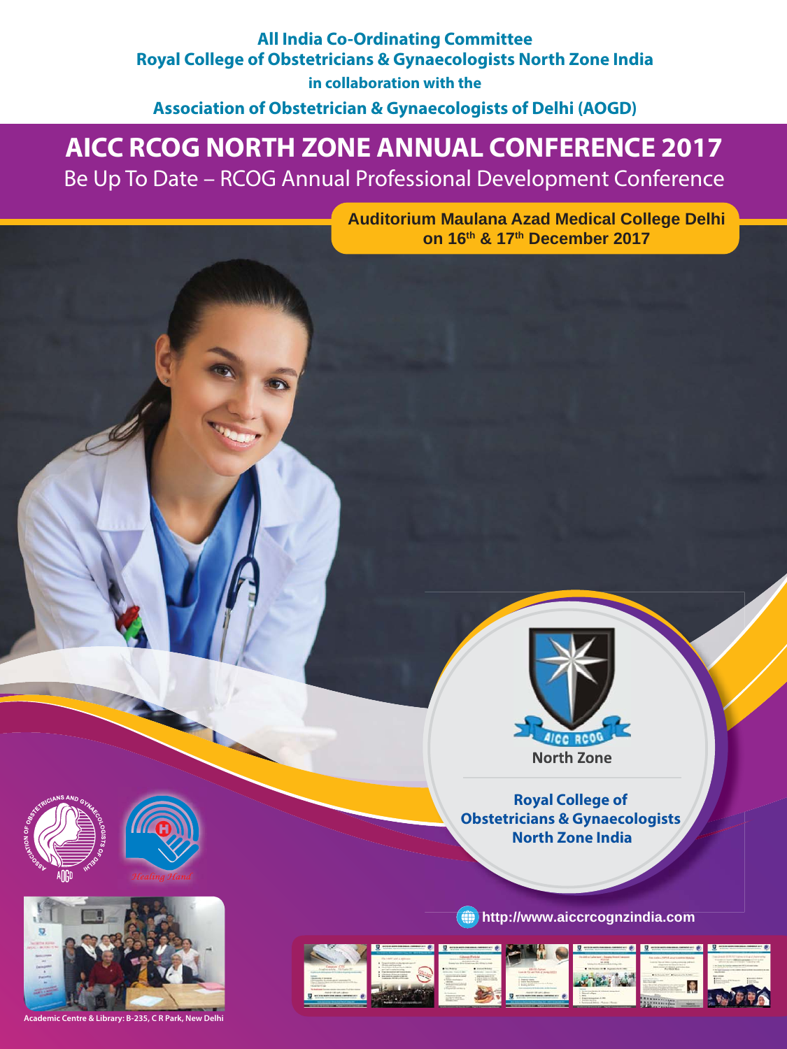**All India Co-Ordinating Committee**
**Royal College of Obstetricians & Gynaecologists North Zone India**
**in collaboration with the**
**Association of Obstetrician & Gynaecologists of Delhi (AOGD)**

# AICC RCOG NORTH ZONE ANNUAL CONFERENCE 2017

## Be Up To Date – RCOG Annual Professional Development Conference

**Auditorium Maulana Azad Medical College Delhi on 16th & 17th December 2017**

AICC RCOG
North Zone

**Royal College of Obstetricians & Gynaecologists North Zone India**

http://www.aiccrcognzindia.com

Association of Obstetricians and Gynaecologists of Delhi
AOGD

Healing Hand

Academic Centre & Library: B-235, C R Park, New Delhi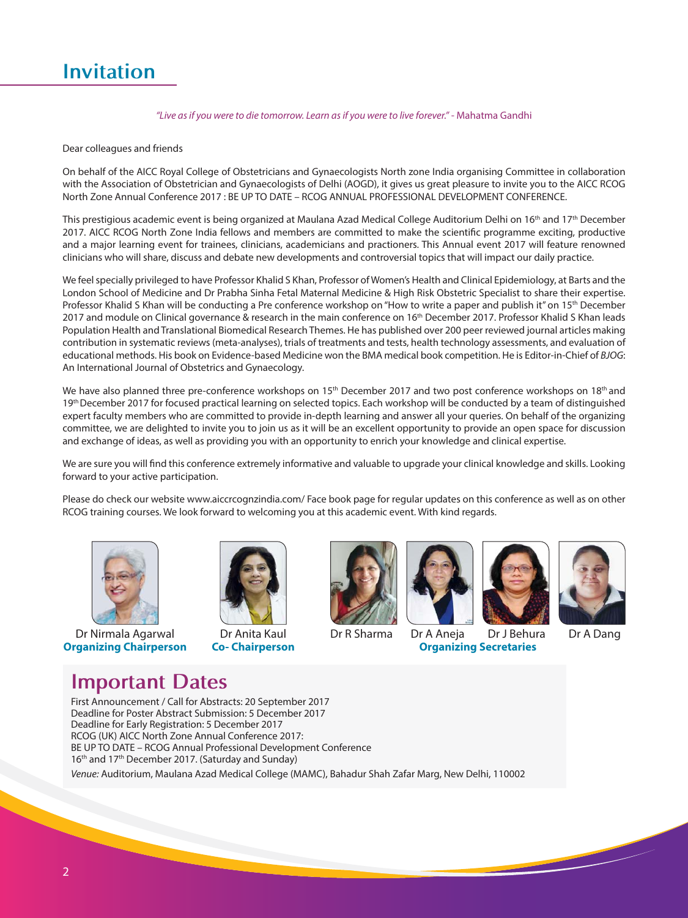# Invitation

*"Live as if you were to die tomorrow. Learn as if you were to live forever."* - Mahatma Gandhi

Dear colleagues and friends

On behalf of the AICC Royal College of Obstetricians and Gynaecologists North zone India organising Committee in collaboration with the Association of Obstetrician and Gynaecologists of Delhi (AOGD), it gives us great pleasure to invite you to the AICC RCOG North Zone Annual Conference 2017 : BE UP TO DATE – RCOG ANNUAL PROFESSIONAL DEVELOPMENT CONFERENCE.

This prestigious academic event is being organized at Maulana Azad Medical College Auditorium Delhi on 16th and 17th December 2017. AICC RCOG North Zone India fellows and members are committed to make the scientific programme exciting, productive and a major learning event for trainees, clinicians, academicians and practioners. This Annual event 2017 will feature renowned clinicians who will share, discuss and debate new developments and controversial topics that will impact our daily practice.

We feel specially privileged to have Professor Khalid S Khan, Professor of Women's Health and Clinical Epidemiology, at Barts and the London School of Medicine and Dr Prabha Sinha Fetal Maternal Medicine & High Risk Obstetric Specialist to share their expertise. Professor Khalid S Khan will be conducting a Pre conference workshop on "How to write a paper and publish it" on 15th December 2017 and module on Clinical governance & research in the main conference on 16th December 2017. Professor Khalid S Khan leads Population Health and Translational Biomedical Research Themes. He has published over 200 peer reviewed journal articles making contribution in systematic reviews (meta-analyses), trials of treatments and tests, health technology assessments, and evaluation of educational methods. His book on Evidence-based Medicine won the BMA medical book competition. He is Editor-in-Chief of *BJOG*: An International Journal of Obstetrics and Gynaecology.

We have also planned three pre-conference workshops on 15th December 2017 and two post conference workshops on 18th and 19th December 2017 for focused practical learning on selected topics. Each workshop will be conducted by a team of distinguished expert faculty members who are committed to provide in-depth learning and answer all your queries. On behalf of the organizing committee, we are delighted to invite you to join us as it will be an excellent opportunity to provide an open space for discussion and exchange of ideas, as well as providing you with an opportunity to enrich your knowledge and clinical expertise.

We are sure you will find this conference extremely informative and valuable to upgrade your clinical knowledge and skills. Looking forward to your active participation.

Please do check our website www.aiccrcognzindia.com/ Face book page for regular updates on this conference as well as on other RCOG training courses. We look forward to welcoming you at this academic event. With kind regards.

Dr Nirmala Agarwal
**Organizing Chairperson**

Dr Anita Kaul
**Co- Chairperson**

Dr R Sharma, Dr A Aneja, Dr J Behura, Dr A Dang
**Organizing Secretaries**

## Important Dates

First Announcement / Call for Abstracts: 20 September 2017
Deadline for Poster Abstract Submission: 5 December 2017
Deadline for Early Registration: 5 December 2017
RCOG (UK) AICC North Zone Annual Conference 2017:
BE UP TO DATE – RCOG Annual Professional Development Conference
16th and 17th December 2017. (Saturday and Sunday)

*Venue:* Auditorium, Maulana Azad Medical College (MAMC), Bahadur Shah Zafar Marg, New Delhi, 110002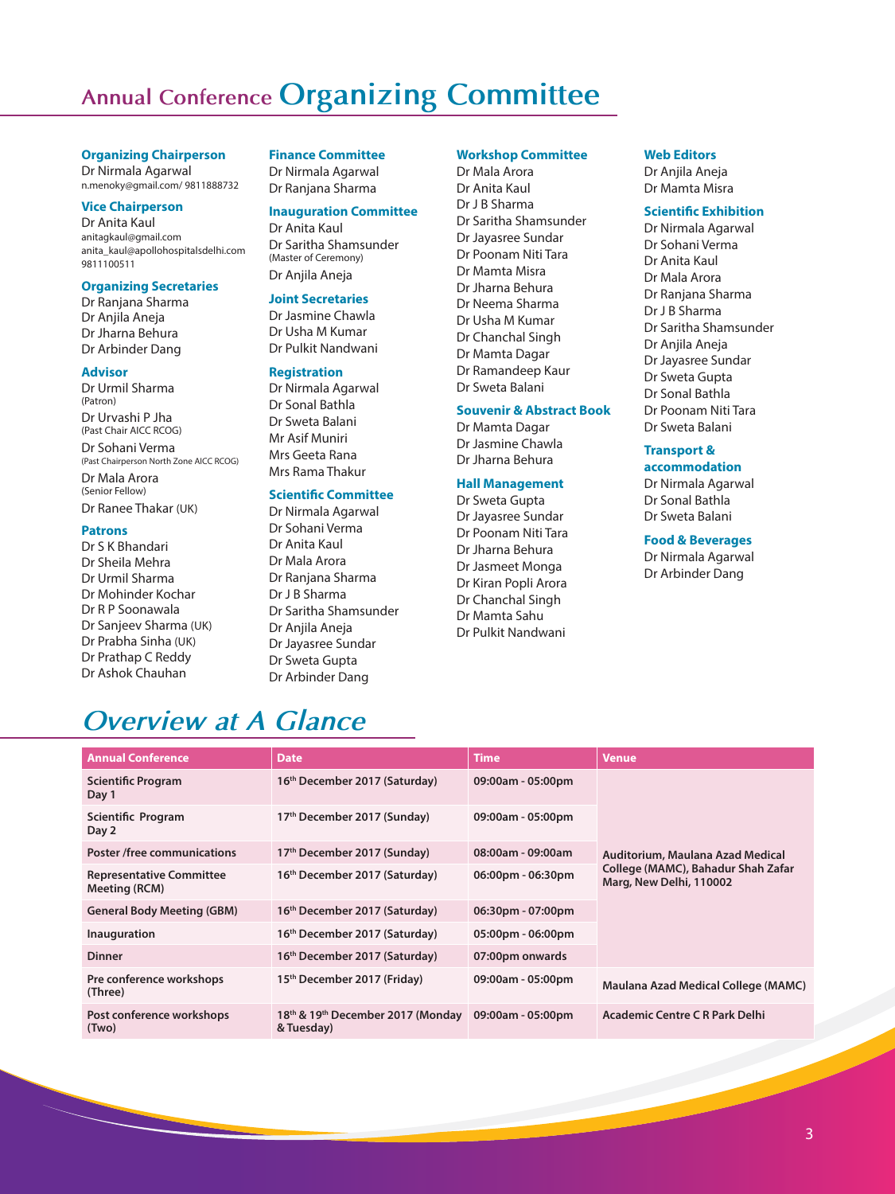# Annual Conference Organizing Committee

**Organizing Chairperson**
Dr Nirmala Agarwal
n.menoky@gmail.com/ 9811888732

**Vice Chairperson**
Dr Anita Kaul
anitagkaul@gmail.com
anita_kaul@apollohospitalsdelhi.com
9811100511

**Organizing Secretaries**
Dr Ranjana Sharma
Dr Anjila Aneja
Dr Jharna Behura
Dr Arbinder Dang

**Advisor**
Dr Urmil Sharma
(Patron)
Dr Urvashi P Jha
(Past Chair AICC RCOG)
Dr Sohani Verma
(Past Chairperson North Zone AICC RCOG)
Dr Mala Arora
(Senior Fellow)
Dr Ranee Thakar (UK)

**Patrons**
Dr S K Bhandari
Dr Sheila Mehra
Dr Urmil Sharma
Dr Mohinder Kochar
Dr R P Soonawala
Dr Sanjeev Sharma (UK)
Dr Prabha Sinha (UK)
Dr Prathap C Reddy
Dr Ashok Chauhan

**Finance Committee**
Dr Nirmala Agarwal
Dr Ranjana Sharma

**Inauguration Committee**
Dr Anita Kaul
Dr Saritha Shamsunder
(Master of Ceremony)
Dr Anjila Aneja

**Joint Secretaries**
Dr Jasmine Chawla
Dr Usha M Kumar
Dr Pulkit Nandwani

**Registration**
Dr Nirmala Agarwal
Dr Sonal Bathla
Dr Sweta Balani
Mr Asif Muniri
Mrs Geeta Rana
Mrs Rama Thakur

**Scientific Committee**
Dr Nirmala Agarwal
Dr Sohani Verma
Dr Anita Kaul
Dr Mala Arora
Dr Ranjana Sharma
Dr J B Sharma
Dr Saritha Shamsunder
Dr Anjila Aneja
Dr Jayasree Sundar
Dr Sweta Gupta
Dr Arbinder Dang

**Workshop Committee**
Dr Mala Arora
Dr Anita Kaul
Dr J B Sharma
Dr Saritha Shamsunder
Dr Jayasree Sundar
Dr Poonam Niti Tara
Dr Mamta Misra
Dr Jharna Behura
Dr Neema Sharma
Dr Usha M Kumar
Dr Chanchal Singh
Dr Mamta Dagar
Dr Ramandeep Kaur
Dr Sweta Balani

**Souvenir & Abstract Book**
Dr Mamta Dagar
Dr Jasmine Chawla
Dr Jharna Behura

**Hall Management**
Dr Sweta Gupta
Dr Jayasree Sundar
Dr Poonam Niti Tara
Dr Jharna Behura
Dr Jasmeet Monga
Dr Kiran Popli Arora
Dr Chanchal Singh
Dr Mamta Sahu
Dr Pulkit Nandwani

**Web Editors**
Dr Anjila Aneja
Dr Mamta Misra

**Scientific Exhibition**
Dr Nirmala Agarwal
Dr Sohani Verma
Dr Anita Kaul
Dr Mala Arora
Dr Ranjana Sharma
Dr J B Sharma
Dr Saritha Shamsunder
Dr Anjila Aneja
Dr Jayasree Sundar
Dr Sweta Gupta
Dr Sonal Bathla
Dr Poonam Niti Tara
Dr Sweta Balani

**Transport & accommodation**
Dr Nirmala Agarwal
Dr Sonal Bathla
Dr Sweta Balani

**Food & Beverages**
Dr Nirmala Agarwal
Dr Arbinder Dang

# *Overview at A Glance*

| Annual Conference | Date | Time | Venue |
|---|---|---|---|
| Scientific Program Day 1 | 16th December 2017 (Saturday) | 09:00am - 05:00pm | Auditorium, Maulana Azad Medical College (MAMC), Bahadur Shah Zafar Marg, New Delhi, 110002 |
| Scientific Program Day 2 | 17th December 2017 (Sunday) | 09:00am - 05:00pm | |
| Poster /free communications | 17th December 2017 (Sunday) | 08:00am - 09:00am | |
| Representative Committee Meeting (RCM) | 16th December 2017 (Saturday) | 06:00pm - 06:30pm | |
| General Body Meeting (GBM) | 16th December 2017 (Saturday) | 06:30pm - 07:00pm | |
| Inauguration | 16th December 2017 (Saturday) | 05:00pm - 06:00pm | |
| Dinner | 16th December 2017 (Saturday) | 07:00pm onwards | |
| Pre conference workshops (Three) | 15th December 2017 (Friday) | 09:00am - 05:00pm | Maulana Azad Medical College (MAMC) |
| Post conference workshops (Two) | 18th & 19th December 2017 (Monday & Tuesday) | 09:00am - 05:00pm | Academic Centre C R Park Delhi |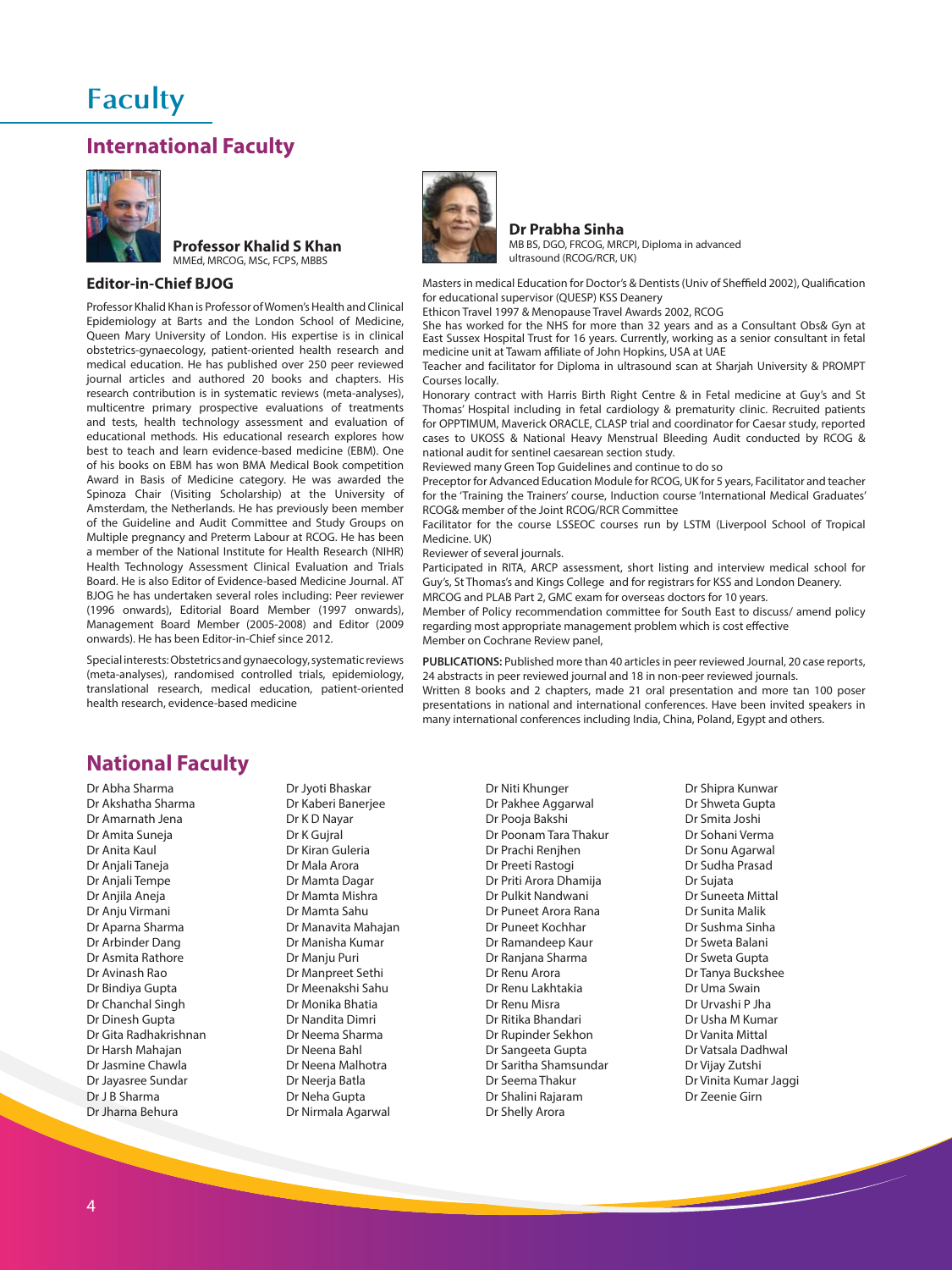# Faculty

## International Faculty

### Professor Khalid S Khan

MMEd, MRCOG, MSc, FCPS, MBBS

#### Editor-in-Chief BJOG

Professor Khalid Khan is Professor of Women's Health and Clinical Epidemiology at Barts and the London School of Medicine, Queen Mary University of London. His expertise is in clinical obstetrics-gynaecology, patient-oriented health research and medical education. He has published over 250 peer reviewed journal articles and authored 20 books and chapters. His research contribution is in systematic reviews (meta-analyses), multicentre primary prospective evaluations of treatments and tests, health technology assessment and evaluation of educational methods. His educational research explores how best to teach and learn evidence-based medicine (EBM). One of his books on EBM has won BMA Medical Book competition Award in Basis of Medicine category. He was awarded the Spinoza Chair (Visiting Scholarship) at the University of Amsterdam, the Netherlands. He has previously been member of the Guideline and Audit Committee and Study Groups on Multiple pregnancy and Preterm Labour at RCOG. He has been a member of the National Institute for Health Research (NIHR) Health Technology Assessment Clinical Evaluation and Trials Board. He is also Editor of Evidence-based Medicine Journal. AT BJOG he has undertaken several roles including: Peer reviewer (1996 onwards), Editorial Board Member (1997 onwards), Management Board Member (2005-2008) and Editor (2009 onwards). He has been Editor-in-Chief since 2012.

Special interests: Obstetrics and gynaecology, systematic reviews (meta-analyses), randomised controlled trials, epidemiology, translational research, medical education, patient-oriented health research, evidence-based medicine

### Dr Prabha Sinha

MB BS, DGO, FRCOG, MRCPI, Diploma in advanced ultrasound (RCOG/RCR, UK)

Masters in medical Education for Doctor's & Dentists (Univ of Sheffield 2002), Qualification for educational supervisor (QUESP) KSS Deanery

Ethicon Travel 1997 & Menopause Travel Awards 2002, RCOG

She has worked for the NHS for more than 32 years and as a Consultant Obs& Gyn at East Sussex Hospital Trust for 16 years. Currently, working as a senior consultant in fetal medicine unit at Tawam affiliate of John Hopkins, USA at UAE

Teacher and facilitator for Diploma in ultrasound scan at Sharjah University & PROMPT Courses locally.

Honorary contract with Harris Birth Right Centre & in Fetal medicine at Guy's and St Thomas' Hospital including in fetal cardiology & prematurity clinic. Recruited patients for OPPTIMUM, Maverick ORACLE, CLASP trial and coordinator for Caesar study, reported cases to UKOSS & National Heavy Menstrual Bleeding Audit conducted by RCOG & national audit for sentinel caesarean section study.

Reviewed many Green Top Guidelines and continue to do so

Preceptor for Advanced Education Module for RCOG, UK for 5 years, Facilitator and teacher for the 'Training the Trainers' course, Induction course 'International Medical Graduates' RCOG& member of the Joint RCOG/RCR Committee

Facilitator for the course LSSEOC courses run by LSTM (Liverpool School of Tropical Medicine. UK)

Reviewer of several journals.

Participated in RITA, ARCP assessment, short listing and interview medical school for Guy's, St Thomas's and Kings College and for registrars for KSS and London Deanery.

MRCOG and PLAB Part 2, GMC exam for overseas doctors for 10 years.

Member of Policy recommendation committee for South East to discuss/ amend policy regarding most appropriate management problem which is cost effective

Member on Cochrane Review panel,

**PUBLICATIONS:** Published more than 40 articles in peer reviewed Journal, 20 case reports, 24 abstracts in peer reviewed journal and 18 in non-peer reviewed journals.

Written 8 books and 2 chapters, made 21 oral presentation and more tan 100 poser presentations in national and international conferences. Have been invited speakers in many international conferences including India, China, Poland, Egypt and others.

## National Faculty

Dr Abha Sharma
Dr Akshatha Sharma
Dr Amarnath Jena
Dr Amita Suneja
Dr Anita Kaul
Dr Anjali Taneja
Dr Anjali Tempe
Dr Anjila Aneja
Dr Anju Virmani
Dr Aparna Sharma
Dr Arbinder Dang
Dr Asmita Rathore
Dr Avinash Rao
Dr Bindiya Gupta
Dr Chanchal Singh
Dr Dinesh Gupta
Dr Gita Radhakrishnan
Dr Harsh Mahajan
Dr Jasmine Chawla
Dr Jayasree Sundar
Dr J B Sharma
Dr Jharna Behura
Dr Jyoti Bhaskar
Dr Kaberi Banerjee
Dr K D Nayar
Dr K Gujral
Dr Kiran Guleria
Dr Mala Arora
Dr Mamta Dagar
Dr Mamta Mishra
Dr Mamta Sahu
Dr Manavita Mahajan
Dr Manisha Kumar
Dr Manju Puri
Dr Manpreet Sethi
Dr Meenakshi Sahu
Dr Monika Bhatia
Dr Nandita Dimri
Dr Neema Sharma
Dr Neena Bahl
Dr Neena Malhotra
Dr Neerja Batla
Dr Neha Gupta
Dr Nirmala Agarwal
Dr Niti Khunger
Dr Pakhee Aggarwal
Dr Pooja Bakshi
Dr Poonam Tara Thakur
Dr Prachi Renjhen
Dr Preeti Rastogi
Dr Priti Arora Dhamija
Dr Pulkit Nandwani
Dr Puneet Arora Rana
Dr Puneet Kochhar
Dr Ramandeep Kaur
Dr Ranjana Sharma
Dr Renu Arora
Dr Renu Lakhtakia
Dr Renu Misra
Dr Ritika Bhandari
Dr Rupinder Sekhon
Dr Sangeeta Gupta
Dr Saritha Shamsundar
Dr Seema Thakur
Dr Shalini Rajaram
Dr Shelly Arora
Dr Shipra Kunwar
Dr Shweta Gupta
Dr Smita Joshi
Dr Sohani Verma
Dr Sonu Agarwal
Dr Sudha Prasad
Dr Sujata
Dr Suneeta Mittal
Dr Sunita Malik
Dr Sushma Sinha
Dr Sweta Balani
Dr Sweta Gupta
Dr Tanya Buckshee
Dr Uma Swain
Dr Urvashi P Jha
Dr Usha M Kumar
Dr Vanita Mittal
Dr Vatsala Dadhwal
Dr Vijay Zutshi
Dr Vinita Kumar Jaggi
Dr Zeenie Girn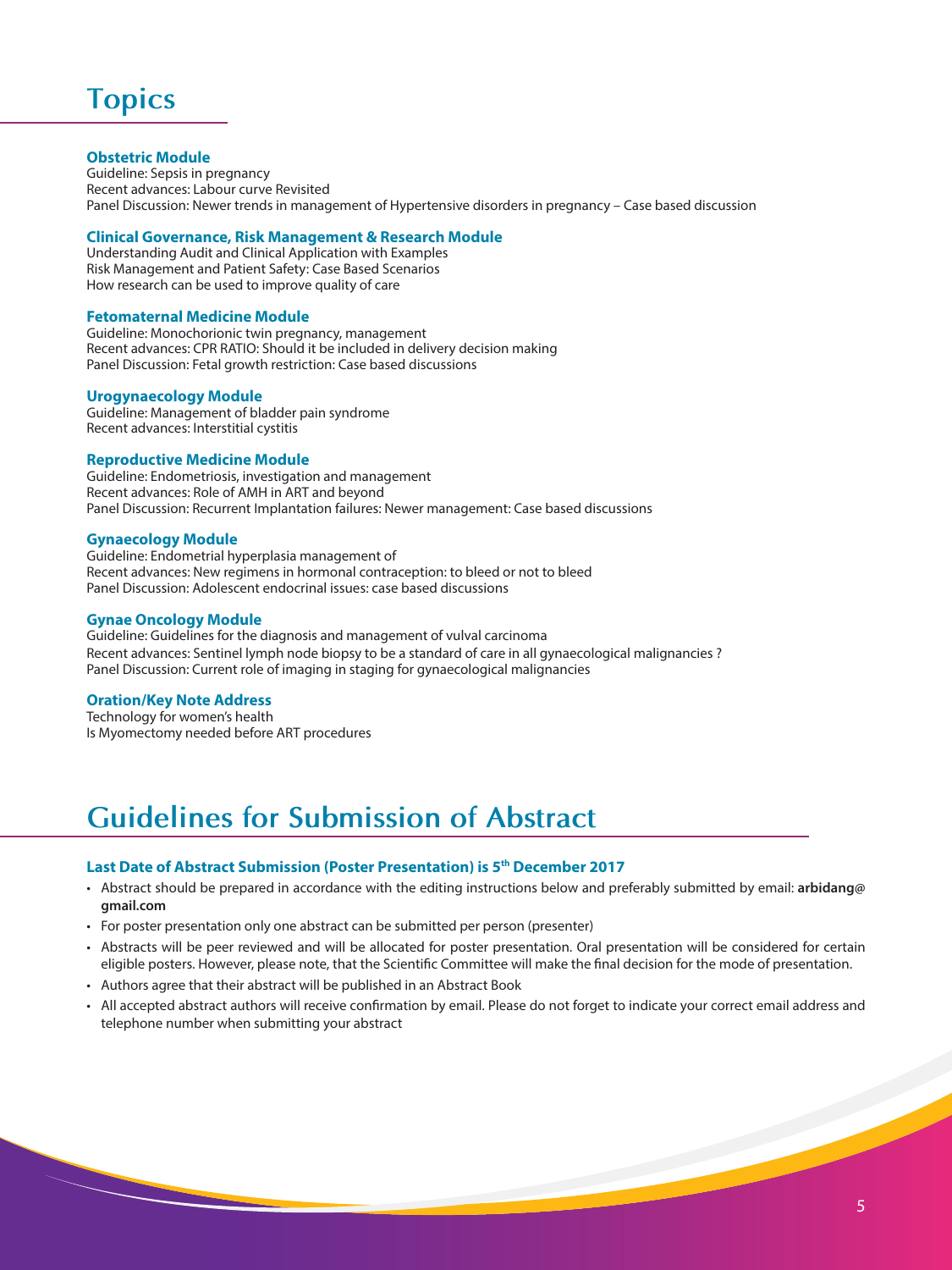# Topics

### Obstetric Module

Guideline: Sepsis in pregnancy
Recent advances: Labour curve Revisited
Panel Discussion: Newer trends in management of Hypertensive disorders in pregnancy – Case based discussion

### Clinical Governance, Risk Management & Research Module

Understanding Audit and Clinical Application with Examples
Risk Management and Patient Safety: Case Based Scenarios
How research can be used to improve quality of care

### Fetomaternal Medicine Module

Guideline: Monochorionic twin pregnancy, management
Recent advances: CPR RATIO: Should it be included in delivery decision making
Panel Discussion: Fetal growth restriction: Case based discussions

### Urogynaecology Module

Guideline: Management of bladder pain syndrome
Recent advances: Interstitial cystitis

### Reproductive Medicine Module

Guideline: Endometriosis, investigation and management
Recent advances: Role of AMH in ART and beyond
Panel Discussion: Recurrent Implantation failures: Newer management: Case based discussions

### Gynaecology Module

Guideline: Endometrial hyperplasia management of
Recent advances: New regimens in hormonal contraception: to bleed or not to bleed
Panel Discussion: Adolescent endocrinal issues: case based discussions

### Gynae Oncology Module

Guideline: Guidelines for the diagnosis and management of vulval carcinoma
Recent advances: Sentinel lymph node biopsy to be a standard of care in all gynaecological malignancies ?
Panel Discussion: Current role of imaging in staging for gynaecological malignancies

### Oration/Key Note Address

Technology for women's health
Is Myomectomy needed before ART procedures

# Guidelines for Submission of Abstract

### Last Date of Abstract Submission (Poster Presentation) is 5th December 2017

- Abstract should be prepared in accordance with the editing instructions below and preferably submitted by email: **arbidang@gmail.com**
- For poster presentation only one abstract can be submitted per person (presenter)
- Abstracts will be peer reviewed and will be allocated for poster presentation. Oral presentation will be considered for certain eligible posters. However, please note, that the Scientific Committee will make the final decision for the mode of presentation.
- Authors agree that their abstract will be published in an Abstract Book
- All accepted abstract authors will receive confirmation by email. Please do not forget to indicate your correct email address and telephone number when submitting your abstract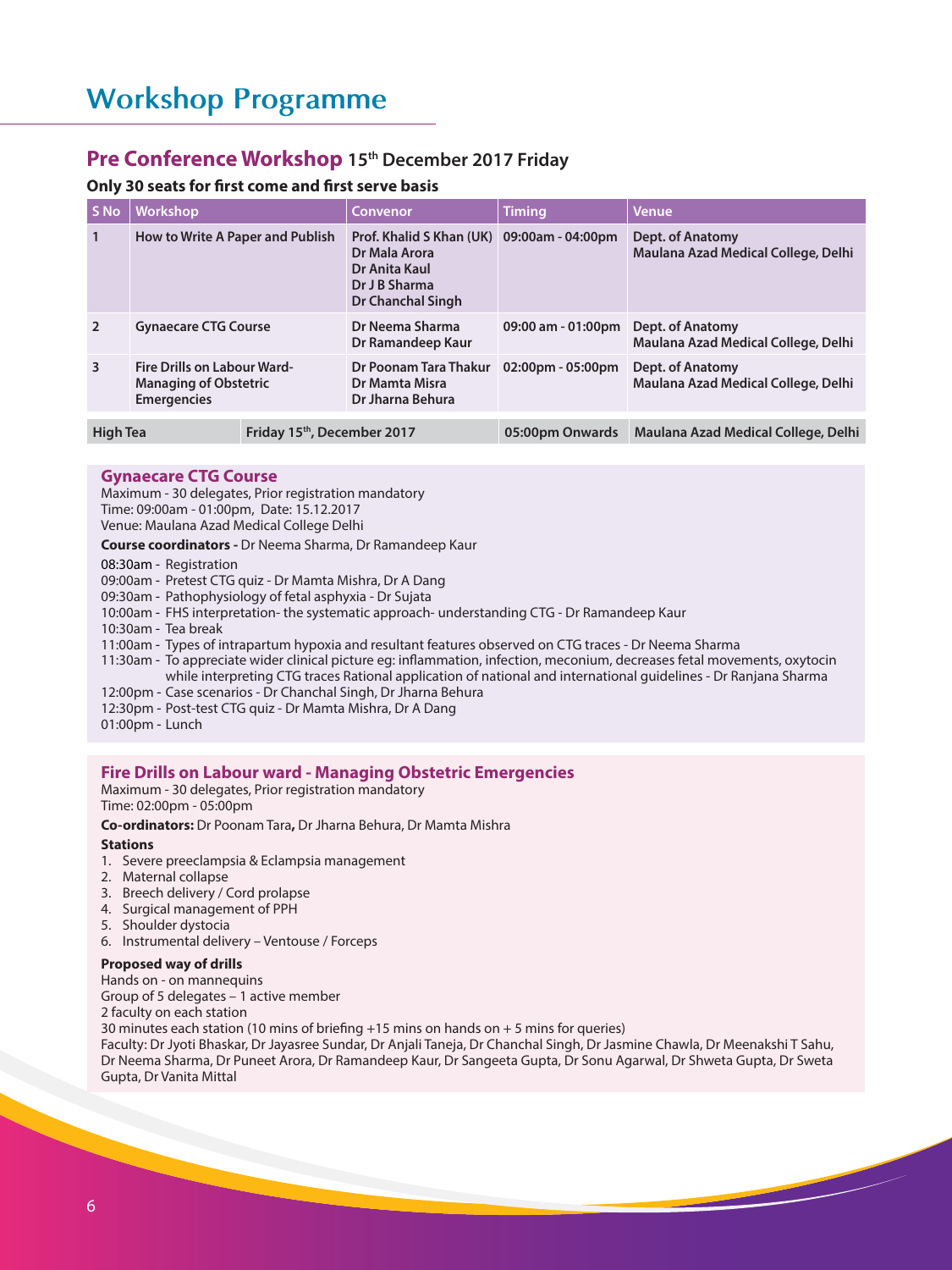# Workshop Programme

## Pre Conference Workshop 15th December 2017 Friday

**Only 30 seats for first come and first serve basis**

| S No | Workshop | Convenor | Timing | Venue |
|---|---|---|---|---|
| 1 | How to Write A Paper and Publish | Prof. Khalid S Khan (UK)<br>Dr Mala Arora<br>Dr Anita Kaul<br>Dr J B Sharma<br>Dr Chanchal Singh | 09:00am - 04:00pm | Dept. of Anatomy<br>Maulana Azad Medical College, Delhi |
| 2 | Gynaecare CTG Course | Dr Neema Sharma<br>Dr Ramandeep Kaur | 09:00 am - 01:00pm | Dept. of Anatomy<br>Maulana Azad Medical College, Delhi |
| 3 | Fire Drills on Labour Ward- Managing of Obstetric Emergencies | Dr Poonam Tara Thakur<br>Dr Mamta Misra<br>Dr Jharna Behura | 02:00pm - 05:00pm | Dept. of Anatomy<br>Maulana Azad Medical College, Delhi |
| High Tea | Friday 15th, December 2017 | | 05:00pm Onwards | Maulana Azad Medical College, Delhi |

### Gynaecare CTG Course

Maximum - 30 delegates, Prior registration mandatory
Time: 09:00am - 01:00pm, Date: 15.12.2017
Venue: Maulana Azad Medical College Delhi

**Course coordinators -** Dr Neema Sharma, Dr Ramandeep Kaur

08:30am - Registration
09:00am - Pretest CTG quiz - Dr Mamta Mishra, Dr A Dang
09:30am - Pathophysiology of fetal asphyxia - Dr Sujata
10:00am - FHS interpretation- the systematic approach- understanding CTG - Dr Ramandeep Kaur
10:30am - Tea break
11:00am - Types of intrapartum hypoxia and resultant features observed on CTG traces - Dr Neema Sharma
11:30am - To appreciate wider clinical picture eg: inflammation, infection, meconium, decreases fetal movements, oxytocin while interpreting CTG traces Rational application of national and international guidelines - Dr Ranjana Sharma
12:00pm - Case scenarios - Dr Chanchal Singh, Dr Jharna Behura
12:30pm - Post-test CTG quiz - Dr Mamta Mishra, Dr A Dang
01:00pm - Lunch

### Fire Drills on Labour ward - Managing Obstetric Emergencies

Maximum - 30 delegates, Prior registration mandatory
Time: 02:00pm - 05:00pm

**Co-ordinators:** Dr Poonam Tara, Dr Jharna Behura, Dr Mamta Mishra

**Stations**

1. Severe preeclampsia & Eclampsia management
2. Maternal collapse
3. Breech delivery / Cord prolapse
4. Surgical management of PPH
5. Shoulder dystocia
6. Instrumental delivery – Ventouse / Forceps

**Proposed way of drills**

Hands on - on mannequins
Group of 5 delegates – 1 active member
2 faculty on each station
30 minutes each station (10 mins of briefing +15 mins on hands on + 5 mins for queries)
Faculty: Dr Jyoti Bhaskar, Dr Jayasree Sundar, Dr Anjali Taneja, Dr Chanchal Singh, Dr Jasmine Chawla, Dr Meenakshi T Sahu, Dr Neema Sharma, Dr Puneet Arora, Dr Ramandeep Kaur, Dr Sangeeta Gupta, Dr Sonu Agarwal, Dr Shweta Gupta, Dr Sweta Gupta, Dr Vanita Mittal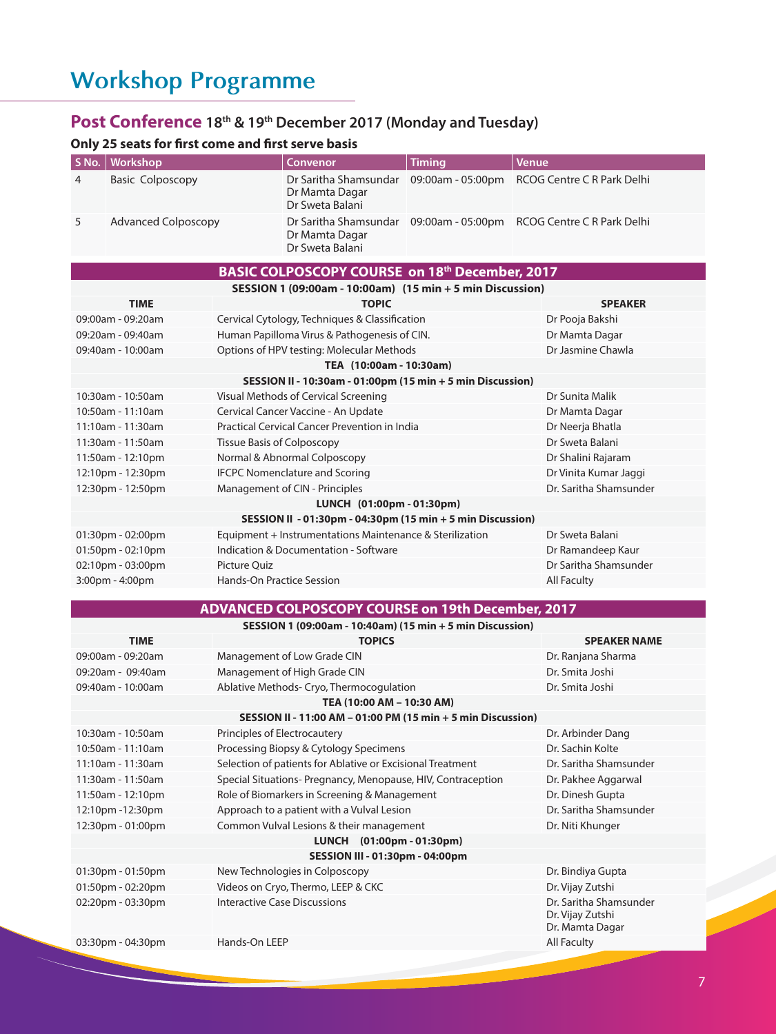# Workshop Programme

## Post Conference 18th & 19th December 2017 (Monday and Tuesday)

**Only 25 seats for first come and first serve basis**

| S No. | Workshop | Convenor | Timing | Venue |
|---|---|---|---|---|
| 4 | Basic Colposcopy | Dr Saritha Shamsundar<br>Dr Mamta Dagar<br>Dr Sweta Balani | 09:00am - 05:00pm | RCOG Centre C R Park Delhi |
| 5 | Advanced Colposcopy | Dr Saritha Shamsundar<br>Dr Mamta Dagar<br>Dr Sweta Balani | 09:00am - 05:00pm | RCOG Centre C R Park Delhi |

### BASIC COLPOSCOPY COURSE on 18th December, 2017

| TIME | TOPIC | SPEAKER |
|---|---|---|
| **SESSION 1 (09:00am - 10:00am) (15 min + 5 min Discussion)** | | |
| 09:00am - 09:20am | Cervical Cytology, Techniques & Classification | Dr Pooja Bakshi |
| 09:20am - 09:40am | Human Papilloma Virus & Pathogenesis of CIN. | Dr Mamta Dagar |
| 09:40am - 10:00am | Options of HPV testing: Molecular Methods | Dr Jasmine Chawla |
| **TEA (10:00am - 10:30am)** | | |
| **SESSION II - 10:30am - 01:00pm (15 min + 5 min Discussion)** | | |
| 10:30am - 10:50am | Visual Methods of Cervical Screening | Dr Sunita Malik |
| 10:50am - 11:10am | Cervical Cancer Vaccine - An Update | Dr Mamta Dagar |
| 11:10am - 11:30am | Practical Cervical Cancer Prevention in India | Dr Neerja Bhatla |
| 11:30am - 11:50am | Tissue Basis of Colposcopy | Dr Sweta Balani |
| 11:50am - 12:10pm | Normal & Abnormal Colposcopy | Dr Shalini Rajaram |
| 12:10pm - 12:30pm | IFCPC Nomenclature and Scoring | Dr Vinita Kumar Jaggi |
| 12:30pm - 12:50pm | Management of CIN - Principles | Dr. Saritha Shamsunder |
| **LUNCH (01:00pm - 01:30pm)** | | |
| **SESSION II - 01:30pm - 04:30pm (15 min + 5 min Discussion)** | | |
| 01:30pm - 02:00pm | Equipment + Instrumentations Maintenance & Sterilization | Dr Sweta Balani |
| 01:50pm - 02:10pm | Indication & Documentation - Software | Dr Ramandeep Kaur |
| 02:10pm - 03:00pm | Picture Quiz | Dr Saritha Shamsunder |
| 3:00pm - 4:00pm | Hands-On Practice Session | All Faculty |

### ADVANCED COLPOSCOPY COURSE on 19th December, 2017

| TIME | TOPICS | SPEAKER NAME |
|---|---|---|
| **SESSION 1 (09:00am - 10:40am) (15 min + 5 min Discussion)** | | |
| 09:00am - 09:20am | Management of Low Grade CIN | Dr. Ranjana Sharma |
| 09:20am - 09:40am | Management of High Grade CIN | Dr. Smita Joshi |
| 09:40am - 10:00am | Ablative Methods- Cryo, Thermocogulation | Dr. Smita Joshi |
| **TEA (10:00 AM – 10:30 AM)** | | |
| **SESSION II - 11:00 AM – 01:00 PM (15 min + 5 min Discussion)** | | |
| 10:30am - 10:50am | Principles of Electrocautery | Dr. Arbinder Dang |
| 10:50am - 11:10am | Processing Biopsy & Cytology Specimens | Dr. Sachin Kolte |
| 11:10am - 11:30am | Selection of patients for Ablative or Excisional Treatment | Dr. Saritha Shamsunder |
| 11:30am - 11:50am | Special Situations- Pregnancy, Menopause, HIV, Contraception | Dr. Pakhee Aggarwal |
| 11:50am - 12:10pm | Role of Biomarkers in Screening & Management | Dr. Dinesh Gupta |
| 12:10pm -12:30pm | Approach to a patient with a Vulval Lesion | Dr. Saritha Shamsunder |
| 12:30pm - 01:00pm | Common Vulval Lesions & their management | Dr. Niti Khunger |
| **LUNCH (01:00pm - 01:30pm)** | | |
| **SESSION III - 01:30pm - 04:00pm** | | |
| 01:30pm - 01:50pm | New Technologies in Colposcopy | Dr. Bindiya Gupta |
| 01:50pm - 02:20pm | Videos on Cryo, Thermo, LEEP & CKC | Dr. Vijay Zutshi |
| 02:20pm - 03:30pm | Interactive Case Discussions | Dr. Saritha Shamsunder<br>Dr. Vijay Zutshi<br>Dr. Mamta Dagar |
| 03:30pm - 04:30pm | Hands-On LEEP | All Faculty |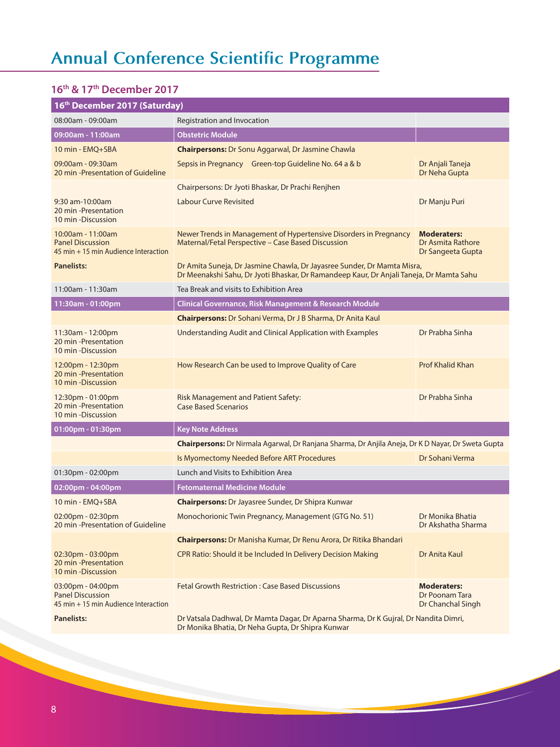# Annual Conference Scientific Programme

### 16th & 17th December 2017

| 16th December 2017 (Saturday) | | |
|---|---|---|
| 08:00am - 09:00am | Registration and Invocation | |
| **09:00am - 11:00am** | **Obstetric Module** | |
| 10 min - EMQ+SBA | **Chairpersons:** Dr Sonu Aggarwal, Dr Jasmine Chawla | |
| 09:00am - 09:30am<br>20 min -Presentation of Guideline | Sepsis in Pregnancy Green-top Guideline No. 64 a & b | Dr Anjali Taneja<br>Dr Neha Gupta |
| | Chairpersons: Dr Jyoti Bhaskar, Dr Prachi Renjhen | |
| 9:30 am-10:00am<br>20 min -Presentation<br>10 min -Discussion | Labour Curve Revisited | Dr Manju Puri |
| 10:00am - 11:00am<br>Panel Discussion<br>45 min + 15 min Audience Interaction | Newer Trends in Management of Hypertensive Disorders in Pregnancy Maternal/Fetal Perspective – Case Based Discussion | **Moderaters:**<br>Dr Asmita Rathore<br>Dr Sangeeta Gupta |
| **Panelists:** | Dr Amita Suneja, Dr Jasmine Chawla, Dr Jayasree Sunder, Dr Mamta Misra, Dr Meenakshi Sahu, Dr Jyoti Bhaskar, Dr Ramandeep Kaur, Dr Anjali Taneja, Dr Mamta Sahu | |
| 11:00am - 11:30am | Tea Break and visits to Exhibition Area | |
| **11:30am - 01:00pm** | **Clinical Governance, Risk Management & Research Module** | |
| | **Chairpersons:** Dr Sohani Verma, Dr J B Sharma, Dr Anita Kaul | |
| 11:30am - 12:00pm<br>20 min -Presentation<br>10 min -Discussion | Understanding Audit and Clinical Application with Examples | Dr Prabha Sinha |
| 12:00pm - 12:30pm<br>20 min -Presentation<br>10 min -Discussion | How Research Can be used to Improve Quality of Care | Prof Khalid Khan |
| 12:30pm - 01:00pm<br>20 min -Presentation<br>10 min -Discussion | Risk Management and Patient Safety:<br>Case Based Scenarios | Dr Prabha Sinha |
| **01:00pm - 01:30pm** | **Key Note Address** | |
| | **Chairpersons:** Dr Nirmala Agarwal, Dr Ranjana Sharma, Dr Anjila Aneja, Dr K D Nayar, Dr Sweta Gupta | |
| | Is Myomectomy Needed Before ART Procedures | Dr Sohani Verma |
| 01:30pm - 02:00pm | Lunch and Visits to Exhibition Area | |
| **02:00pm - 04:00pm** | **Fetomaternal Medicine Module** | |
| 10 min - EMQ+SBA | **Chairpersons:** Dr Jayasree Sunder, Dr Shipra Kunwar | |
| 02:00pm - 02:30pm<br>20 min -Presentation of Guideline | Monochorionic Twin Pregnancy, Management (GTG No. 51) | Dr Monika Bhatia<br>Dr Akshatha Sharma |
| | **Chairpersons:** Dr Manisha Kumar, Dr Renu Arora, Dr Ritika Bhandari | |
| 02:30pm - 03:00pm<br>20 min -Presentation<br>10 min -Discussion | CPR Ratio: Should it be Included In Delivery Decision Making | Dr Anita Kaul |
| 03:00pm - 04:00pm<br>Panel Discussion<br>45 min + 15 min Audience Interaction | Fetal Growth Restriction : Case Based Discussions | **Moderaters:**<br>Dr Poonam Tara<br>Dr Chanchal Singh |
| **Panelists:** | Dr Vatsala Dadhwal, Dr Mamta Dagar, Dr Aparna Sharma, Dr K Gujral, Dr Nandita Dimri, Dr Monika Bhatia, Dr Neha Gupta, Dr Shipra Kunwar | |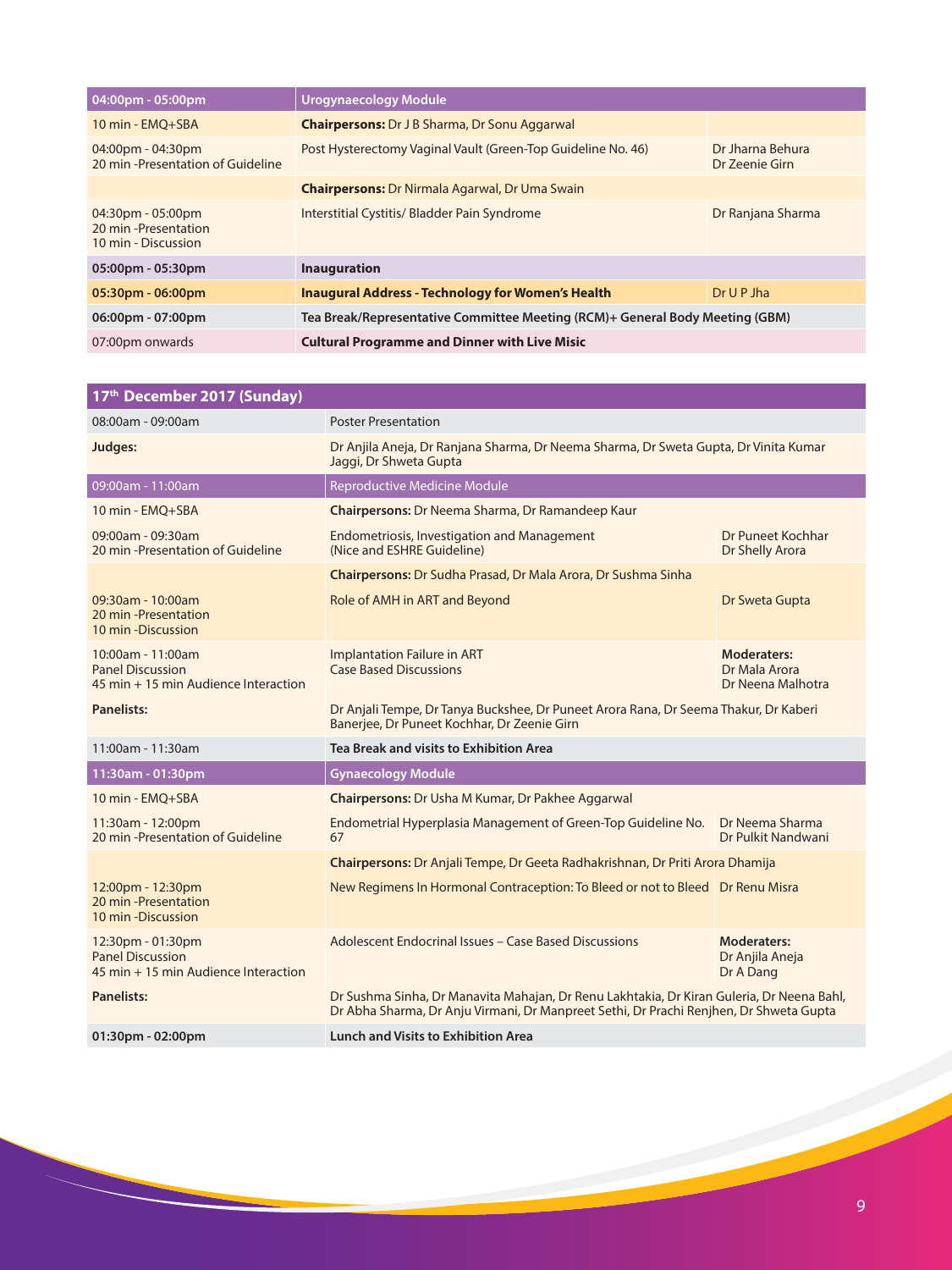| 04:00pm - 05:00pm | **Urogynaecology Module** | |
|---|---|---|
| 10 min - EMQ+SBA | **Chairpersons:** Dr J B Sharma, Dr Sonu Aggarwal | |
| 04:00pm - 04:30pm<br>20 min -Presentation of Guideline | Post Hysterectomy Vaginal Vault (Green-Top Guideline No. 46) | Dr Jharna Behura<br>Dr Zeenie Girn |
| | **Chairpersons:** Dr Nirmala Agarwal, Dr Uma Swain | |
| 04:30pm - 05:00pm<br>20 min -Presentation<br>10 min - Discussion | Interstitial Cystitis/ Bladder Pain Syndrome | Dr Ranjana Sharma |
| **05:00pm - 05:30pm** | **Inauguration** | |
| **05:30pm - 06:00pm** | **Inaugural Address - Technology for Women's Health** | Dr U P Jha |
| **06:00pm - 07:00pm** | **Tea Break/Representative Committee Meeting (RCM)+ General Body Meeting (GBM)** | |
| 07:00pm onwards | **Cultural Programme and Dinner with Live Misic** | |

| **17th December 2017 (Sunday)** | | |
|---|---|---|
| 08:00am - 09:00am | Poster Presentation | |
| **Judges:** | Dr Anjila Aneja, Dr Ranjana Sharma, Dr Neema Sharma, Dr Sweta Gupta, Dr Vinita Kumar Jaggi, Dr Shweta Gupta | |
| 09:00am - 11:00am | Reproductive Medicine Module | |
| 10 min - EMQ+SBA | **Chairpersons:** Dr Neema Sharma, Dr Ramandeep Kaur | |
| 09:00am - 09:30am<br>20 min -Presentation of Guideline | Endometriosis, Investigation and Management<br>(Nice and ESHRE Guideline) | Dr Puneet Kochhar<br>Dr Shelly Arora |
| | **Chairpersons:** Dr Sudha Prasad, Dr Mala Arora, Dr Sushma Sinha | |
| 09:30am - 10:00am<br>20 min -Presentation<br>10 min -Discussion | Role of AMH in ART and Beyond | Dr Sweta Gupta |
| 10:00am - 11:00am<br>Panel Discussion<br>45 min + 15 min Audience Interaction | Implantation Failure in ART<br>Case Based Discussions | **Moderaters:**<br>Dr Mala Arora<br>Dr Neena Malhotra |
| **Panelists:** | Dr Anjali Tempe, Dr Tanya Buckshee, Dr Puneet Arora Rana, Dr Seema Thakur, Dr Kaberi Banerjee, Dr Puneet Kochhar, Dr Zeenie Girn | |
| 11:00am - 11:30am | **Tea Break and visits to Exhibition Area** | |
| **11:30am - 01:30pm** | **Gynaecology Module** | |
| 10 min - EMQ+SBA | **Chairpersons:** Dr Usha M Kumar, Dr Pakhee Aggarwal | |
| 11:30am - 12:00pm<br>20 min -Presentation of Guideline | Endometrial Hyperplasia Management of Green-Top Guideline No. 67 | Dr Neema Sharma<br>Dr Pulkit Nandwani |
| | **Chairpersons:** Dr Anjali Tempe, Dr Geeta Radhakrishnan, Dr Priti Arora Dhamija | |
| 12:00pm - 12:30pm<br>20 min -Presentation<br>10 min -Discussion | New Regimens In Hormonal Contraception: To Bleed or not to Bleed | Dr Renu Misra |
| 12:30pm - 01:30pm<br>Panel Discussion<br>45 min + 15 min Audience Interaction | Adolescent Endocrinal Issues – Case Based Discussions | **Moderaters:**<br>Dr Anjila Aneja<br>Dr A Dang |
| **Panelists:** | Dr Sushma Sinha, Dr Manavita Mahajan, Dr Renu Lakhtakia, Dr Kiran Guleria, Dr Neena Bahl, Dr Abha Sharma, Dr Anju Virmani, Dr Manpreet Sethi, Dr Prachi Renjhen, Dr Shweta Gupta | |
| **01:30pm - 02:00pm** | **Lunch and Visits to Exhibition Area** | |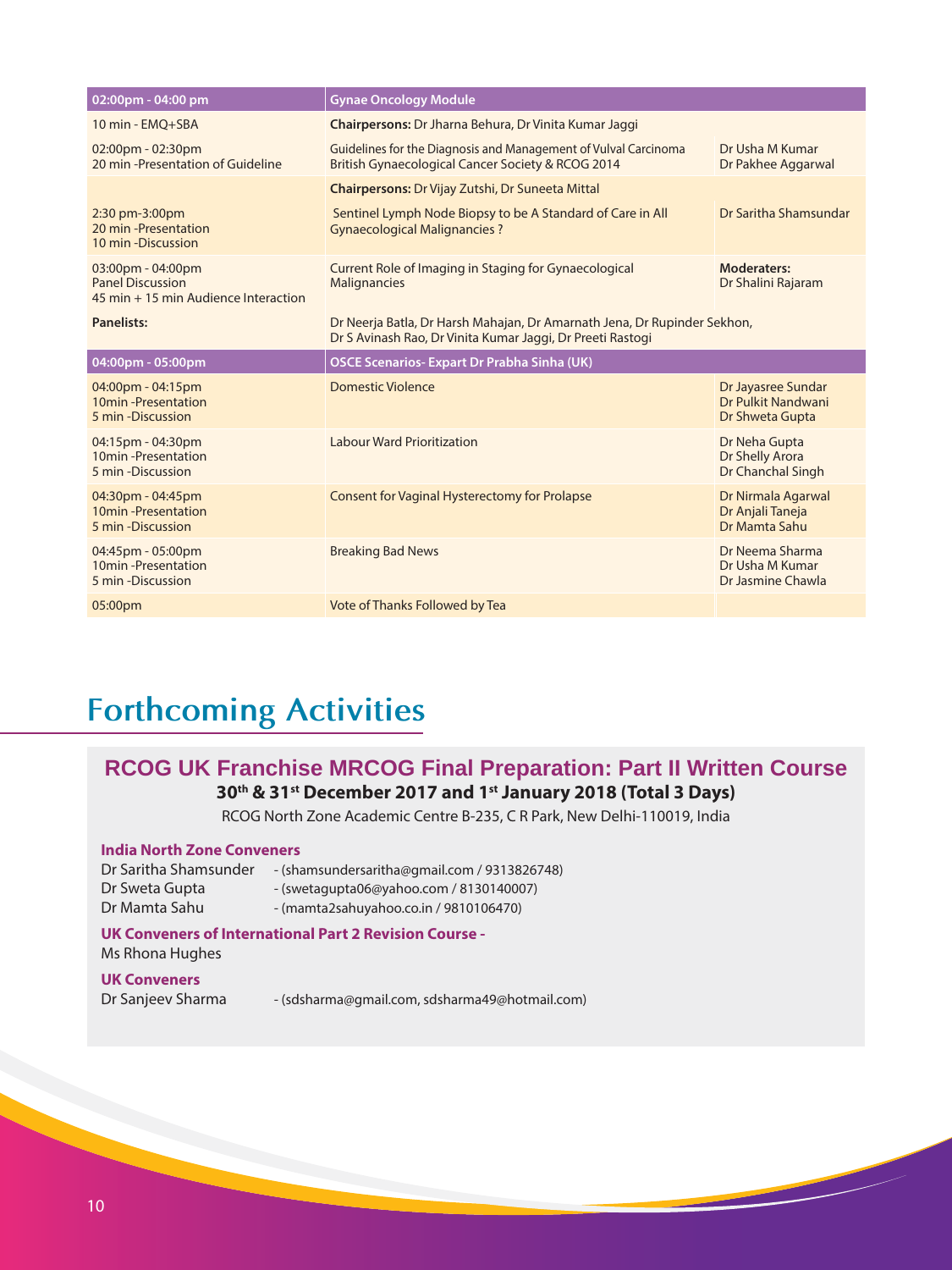| 02:00pm - 04:00 pm | Gynae Oncology Module | |
|---|---|---|
| 10 min - EMQ+SBA | **Chairpersons:** Dr Jharna Behura, Dr Vinita Kumar Jaggi | |
| 02:00pm - 02:30pm<br>20 min -Presentation of Guideline | Guidelines for the Diagnosis and Management of Vulval Carcinoma British Gynaecological Cancer Society & RCOG 2014 | Dr Usha M Kumar<br>Dr Pakhee Aggarwal |
| | **Chairpersons:** Dr Vijay Zutshi, Dr Suneeta Mittal | |
| 2:30 pm-3:00pm<br>20 min -Presentation<br>10 min -Discussion | Sentinel Lymph Node Biopsy to be A Standard of Care in All Gynaecological Malignancies ? | Dr Saritha Shamsundar |
| 03:00pm - 04:00pm<br>Panel Discussion<br>45 min + 15 min Audience Interaction | Current Role of Imaging in Staging for Gynaecological Malignancies | **Moderaters:**<br>Dr Shalini Rajaram |
| **Panelists:** | Dr Neerja Batla, Dr Harsh Mahajan, Dr Amarnath Jena, Dr Rupinder Sekhon, Dr S Avinash Rao, Dr Vinita Kumar Jaggi, Dr Preeti Rastogi | |
| **04:00pm - 05:00pm** | **OSCE Scenarios- Expart Dr Prabha Sinha (UK)** | |
| 04:00pm - 04:15pm<br>10min -Presentation<br>5 min -Discussion | Domestic Violence | Dr Jayasree Sundar<br>Dr Pulkit Nandwani<br>Dr Shweta Gupta |
| 04:15pm - 04:30pm<br>10min -Presentation<br>5 min -Discussion | Labour Ward Prioritization | Dr Neha Gupta<br>Dr Shelly Arora<br>Dr Chanchal Singh |
| 04:30pm - 04:45pm<br>10min -Presentation<br>5 min -Discussion | Consent for Vaginal Hysterectomy for Prolapse | Dr Nirmala Agarwal<br>Dr Anjali Taneja<br>Dr Mamta Sahu |
| 04:45pm - 05:00pm<br>10min -Presentation<br>5 min -Discussion | Breaking Bad News | Dr Neema Sharma<br>Dr Usha M Kumar<br>Dr Jasmine Chawla |
| 05:00pm | Vote of Thanks Followed by Tea | |

# Forthcoming Activities

## RCOG UK Franchise MRCOG Final Preparation: Part II Written Course

**30th & 31st December 2017 and 1st January 2018 (Total 3 Days)**

RCOG North Zone Academic Centre B-235, C R Park, New Delhi-110019, India

**India North Zone Conveners**

Dr Saritha Shamsunder - (shamsundersaritha@gmail.com / 9313826748)
Dr Sweta Gupta - (swetagupta06@yahoo.com / 8130140007)
Dr Mamta Sahu - (mamta2sahuyahoo.co.in / 9810106470)

**UK Conveners of International Part 2 Revision Course -**

Ms Rhona Hughes

**UK Conveners**

Dr Sanjeev Sharma - (sdsharma@gmail.com, sdsharma49@hotmail.com)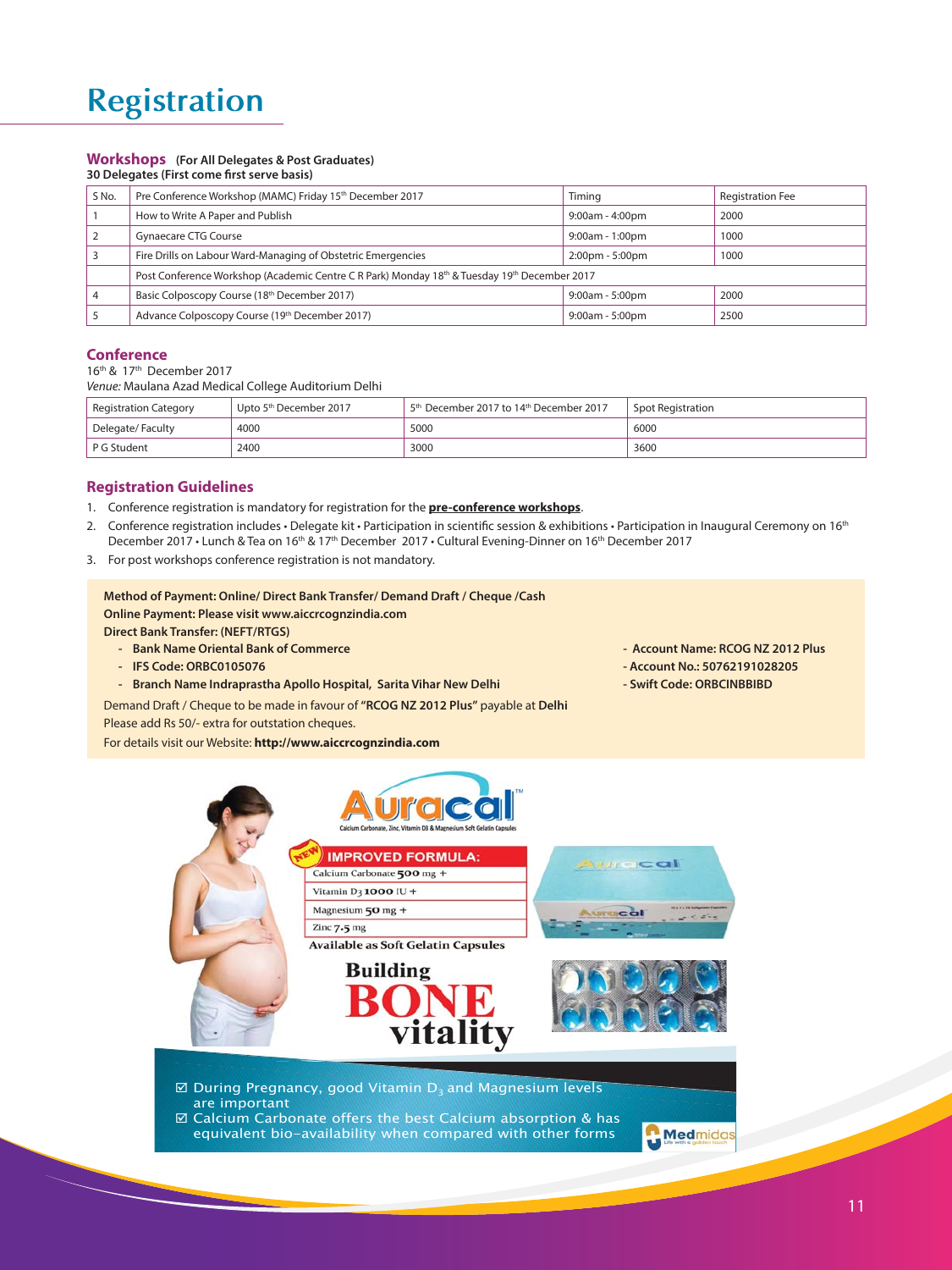# Registration

## Workshops (For All Delegates & Post Graduates)

**30 Delegates (First come first serve basis)**

| S No. | Pre Conference Workshop (MAMC) Friday 15th December 2017 | Timing | Registration Fee |
|---|---|---|---|
| 1 | How to Write A Paper and Publish | 9:00am - 4:00pm | 2000 |
| 2 | Gynaecare CTG Course | 9:00am - 1:00pm | 1000 |
| 3 | Fire Drills on Labour Ward-Managing of Obstetric Emergencies | 2:00pm - 5:00pm | 1000 |
| | Post Conference Workshop (Academic Centre C R Park) Monday 18th & Tuesday 19th December 2017 | | |
| 4 | Basic Colposcopy Course (18th December 2017) | 9:00am - 5:00pm | 2000 |
| 5 | Advance Colposcopy Course (19th December 2017) | 9:00am - 5:00pm | 2500 |

## Conference

16th & 17th December 2017

*Venue:* Maulana Azad Medical College Auditorium Delhi

| Registration Category | Upto 5th December 2017 | 5th December 2017 to 14th December 2017 | Spot Registration |
|---|---|---|---|
| Delegate/ Faculty | 4000 | 5000 | 6000 |
| P G Student | 2400 | 3000 | 3600 |

## Registration Guidelines

1. Conference registration is mandatory for registration for the **pre-conference workshops**.
2. Conference registration includes • Delegate kit • Participation in scientific session & exhibitions • Participation in Inaugural Ceremony on 16th December 2017 • Lunch & Tea on 16th & 17th December 2017 • Cultural Evening-Dinner on 16th December 2017
3. For post workshops conference registration is not mandatory.

**Method of Payment: Online/ Direct Bank Transfer/ Demand Draft / Cheque /Cash**

**Online Payment: Please visit www.aiccrcognzindia.com**

**Direct Bank Transfer: (NEFT/RTGS)**

- **Bank Name Oriental Bank of Commerce**
- **IFS Code: ORBC0105076**
- **Branch Name Indraprastha Apollo Hospital, Sarita Vihar New Delhi**
- **Account Name: RCOG NZ 2012 Plus**
- **Account No.: 50762191028205**
- **Swift Code: ORBCINBBIBD**

Demand Draft / Cheque to be made in favour of **"RCOG NZ 2012 Plus"** payable at **Delhi**

Please add Rs 50/- extra for outstation cheques.

For details visit our Website: **http://www.aiccrcognzindia.com**

**Auracal™**

Calcium Carbonate, Zinc, Vitamin D3 & Magnesium Soft Gelatin Capsules

**NEW IMPROVED FORMULA:**

- Calcium Carbonate 500 mg +
- Vitamin $D_3$ 1000 IU +
- Magnesium 50 mg +
- Zinc 7.5 mg

Available as Soft Gelatin Capsules

**Building BONE vitality**

☑ During Pregnancy, good Vitamin $D_3$ and Magnesium levels are important

☑ Calcium Carbonate offers the best Calcium absorption & has equivalent bio-availability when compared with other forms

Medmidas — Life with a golden touch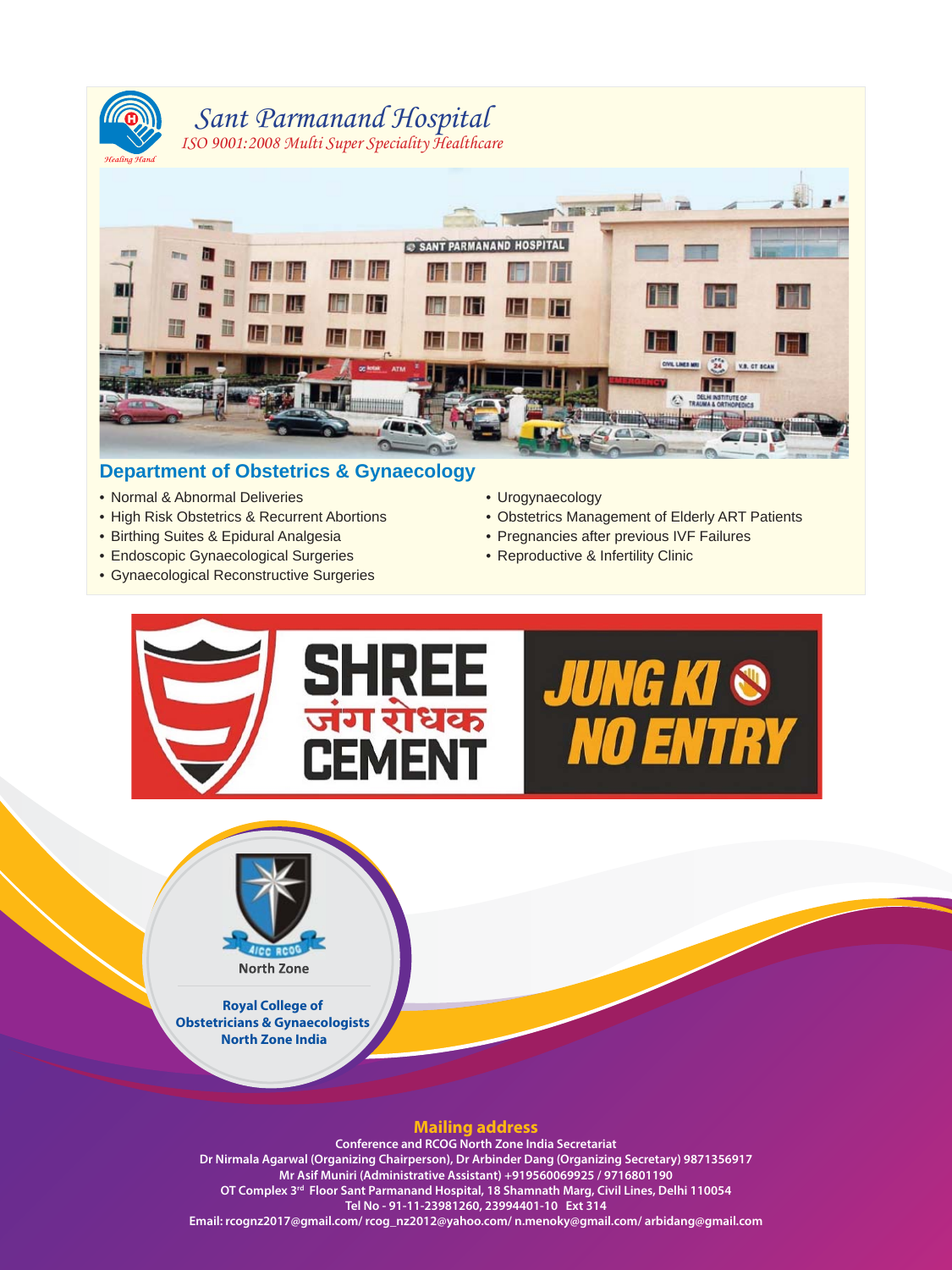# Sant Parmanand Hospital

*ISO 9001:2008 Multi Super Speciality Healthcare*

*Healing Hand*

## Department of Obstetrics & Gynaecology

- Normal & Abnormal Deliveries
- High Risk Obstetrics & Recurrent Abortions
- Birthing Suites & Epidural Analgesia
- Endoscopic Gynaecological Surgeries
- Gynaecological Reconstructive Surgeries
- Urogynaecology
- Obstetrics Management of Elderly ART Patients
- Pregnancies after previous IVF Failures
- Reproductive & Infertility Clinic

SHREE जंग रोधक CEMENT

JUNG KI NO ENTRY

AICC RCOG

North Zone

**Royal College of Obstetricians & Gynaecologists North Zone India**

### Mailing address

**Conference and RCOG North Zone India Secretariat**

**Dr Nirmala Agarwal (Organizing Chairperson), Dr Arbinder Dang (Organizing Secretary) 9871356917**

**Mr Asif Muniri (Administrative Assistant) +919560069925 / 9716801190**

**OT Complex 3rd Floor Sant Parmanand Hospital, 18 Shamnath Marg, Civil Lines, Delhi 110054**

**Tel No - 91-11-23981260, 23994401-10 Ext 314**

**Email: rcognz2017@gmail.com/ rcog_nz2012@yahoo.com/ n.menoky@gmail.com/ arbidang@gmail.com**